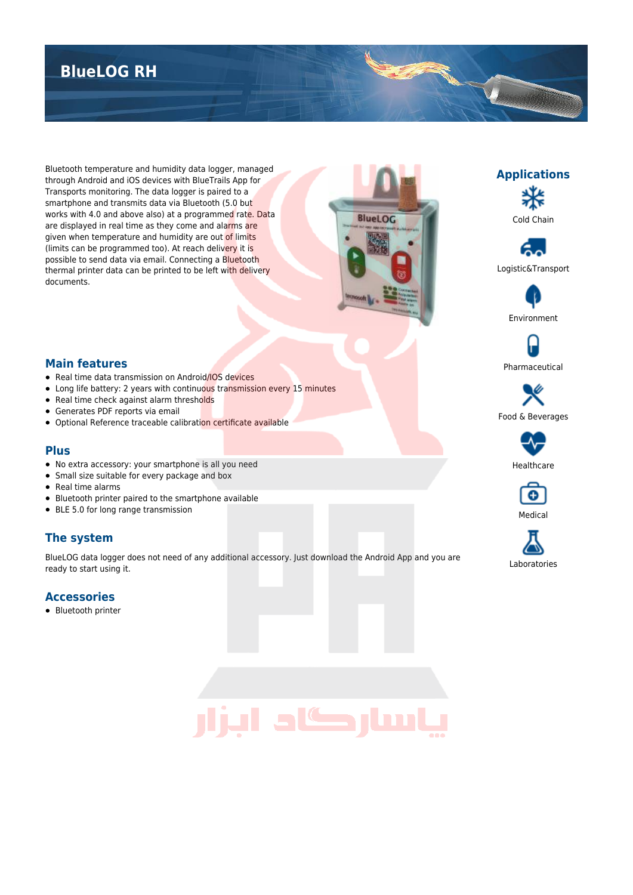# BlueLOG RH

Bluetooth temperature and humidity data logger, managed through Android and iOS devices with BlueTrails App for Transports monitoring. The data logger is paired to a smartphone and transmits data via Bluetooth (5.0 but works with 4.0 and above also) at a programmed rate. Data are displayed in real time as they come and alarms are given when temperature and humidity are out of limits (limits can be programmed too). At reach delivery it is possible to send data via email. Connecting a Bluetooth thermal printer data can be printed to be left with delivery documents.

## Main features

- Real time data transmission on Android/IOS devices
- Long life battery: 2 years with continuous transmission every 15 minutes
- Real time check against alarm thresholds
- Generates PDF reports via email
- Optional Reference traceable calibration certificate available

## Plus

- No extra accessory: your smartphone is all you need
- Small size suitable for every package and box
- Real time alarms
- Bluetooth printer paired to the smartphone available
- BLE 5.0 for long range transmission

## The system

BlueLOG data logger does not need of any additional accessory. Just download the Android App and you are ready to start using it.

## Accessories

- Bluetooth printer

## Applications

- Cold Chain
- Logistic&Transport
- Environment
- Pharmaceutical
- Food & Beverages
- Healthcare
- Medical
- Laboratories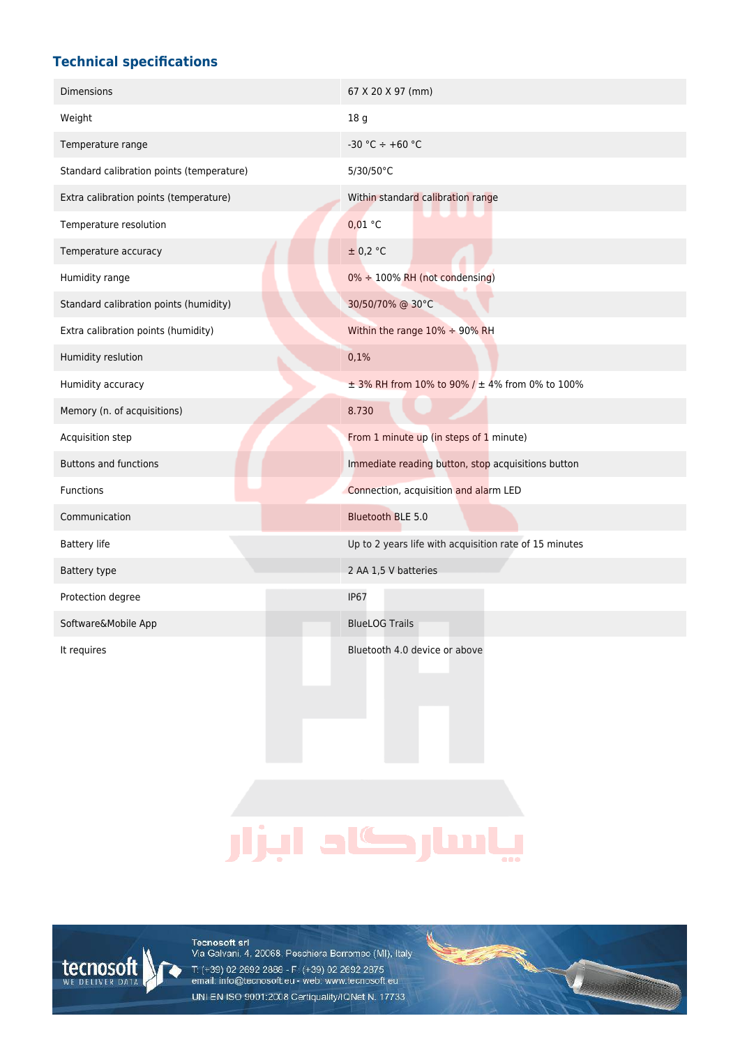## Technical specifications

| | |
|---|---|
| Dimensions | 67 X 20 X 97 (mm) |
| Weight | 18 g |
| Temperature range | -30 °C ÷ +60 °C |
| Standard calibration points (temperature) | 5/30/50°C |
| Extra calibration points (temperature) | Within standard calibration range |
| Temperature resolution | 0,01 °C |
| Temperature accuracy | ± 0,2 °C |
| Humidity range | 0% ÷ 100% RH (not condensing) |
| Standard calibration points (humidity) | 30/50/70% @ 30°C |
| Extra calibration points (humidity) | Within the range 10% ÷ 90% RH |
| Humidity reslution | 0,1% |
| Humidity accuracy | ± 3% RH from 10% to 90% / ± 4% from 0% to 100% |
| Memory (n. of acquisitions) | 8.730 |
| Acquisition step | From 1 minute up (in steps of 1 minute) |
| Buttons and functions | Immediate reading button, stop acquisitions button |
| Functions | Connection, acquisition and alarm LED |
| Communication | Bluetooth BLE 5.0 |
| Battery life | Up to 2 years life with acquisition rate of 15 minutes |
| Battery type | 2 AA 1,5 V batteries |
| Protection degree | IP67 |
| Software&Mobile App | BlueLOG Trails |
| It requires | Bluetooth 4.0 device or above |

Tecnosoft srl
Via Galvani, 4, 20068, Peschiera Borromeo (MI), Italy
T: (+39) 02 2692 2888 - F: (+39) 02 2692 2875
email: info@tecnosoft.eu - web: www.tecnosoft.eu
UNI EN ISO 9001:2008 Certiquality/IQNet N. 17733